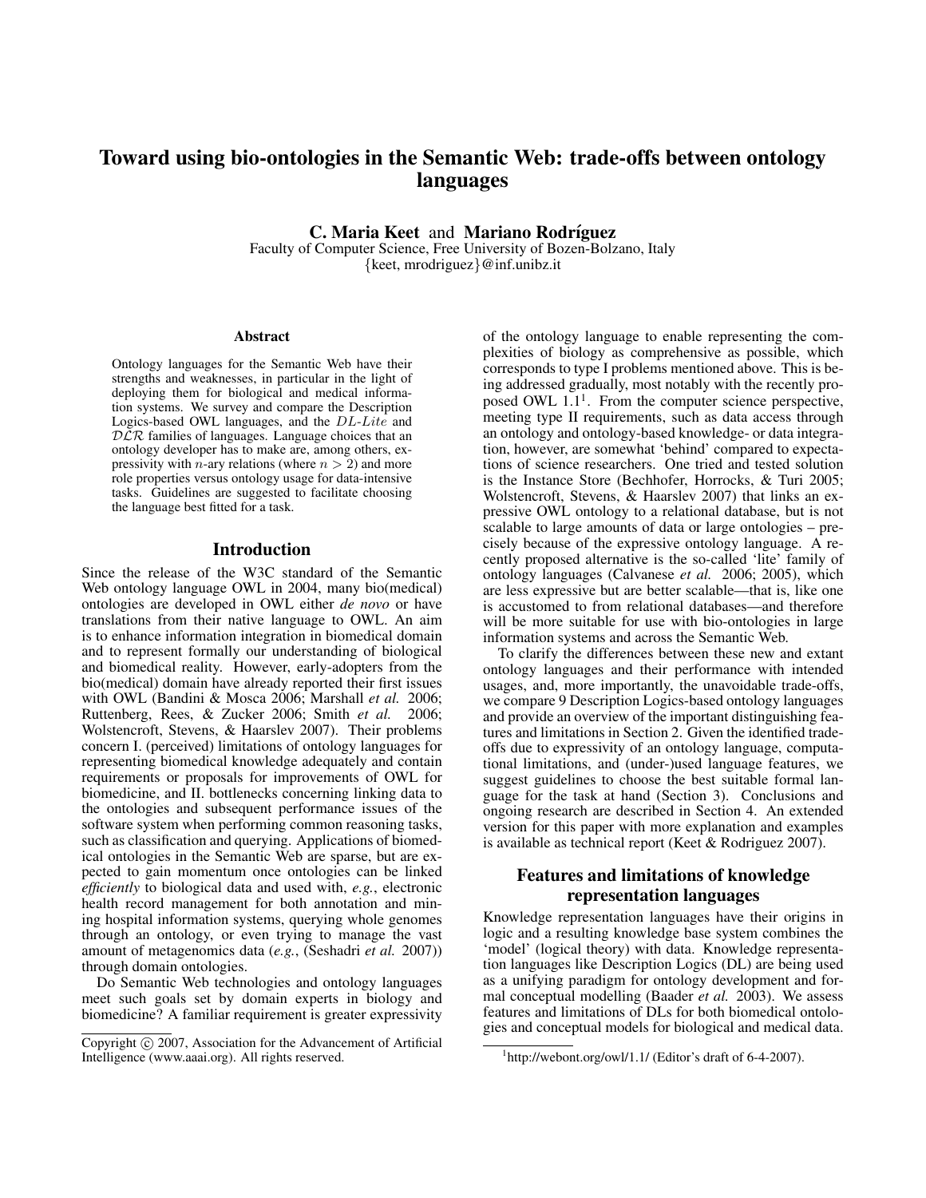# Toward using bio-ontologies in the Semantic Web: trade-offs between ontology languages

**C. Maria Keet** and **Mariano Rodríguez**
Faculty of Computer Science, Free University of Bozen-Bolzano, Italy
{keet, mrodriguez}@inf.unibz.it

## Abstract

Ontology languages for the Semantic Web have their strengths and weaknesses, in particular in the light of deploying them for biological and medical information systems. We survey and compare the Description Logics-based OWL languages, and the $DL\text{-}Lite$ and $\mathcal{DLR}$ families of languages. Language choices that an ontology developer has to make are, among others, expressivity with $n$-ary relations (where $n > 2$) and more role properties versus ontology usage for data-intensive tasks. Guidelines are suggested to facilitate choosing the language best fitted for a task.

## Introduction

Since the release of the W3C standard of the Semantic Web ontology language OWL in 2004, many bio(medical) ontologies are developed in OWL either *de novo* or have translations from their native language to OWL. An aim is to enhance information integration in biomedical domain and to represent formally our understanding of biological and biomedical reality. However, early-adopters from the bio(medical) domain have already reported their first issues with OWL (Bandini & Mosca 2006; Marshall *et al.* 2006; Ruttenberg, Rees, & Zucker 2006; Smith *et al.* 2006; Wolstencroft, Stevens, & Haarslev 2007). Their problems concern I. (perceived) limitations of ontology languages for representing biomedical knowledge adequately and contain requirements or proposals for improvements of OWL for biomedicine, and II. bottlenecks concerning linking data to the ontologies and subsequent performance issues of the software system when performing common reasoning tasks, such as classification and querying. Applications of biomedical ontologies in the Semantic Web are sparse, but are expected to gain momentum once ontologies can be linked *efficiently* to biological data and used with, *e.g.*, electronic health record management for both annotation and mining hospital information systems, querying whole genomes through an ontology, or even trying to manage the vast amount of metagenomics data (*e.g.*, (Seshadri *et al.* 2007)) through domain ontologies.

Do Semantic Web technologies and ontology languages meet such goals set by domain experts in biology and biomedicine? A familiar requirement is greater expressivity of the ontology language to enable representing the complexities of biology as comprehensive as possible, which corresponds to type I problems mentioned above. This is being addressed gradually, most notably with the recently proposed OWL 1.1[1]. From the computer science perspective, meeting type II requirements, such as data access through an ontology and ontology-based knowledge- or data integration, however, are somewhat 'behind' compared to expectations of science researchers. One tried and tested solution is the Instance Store (Bechhofer, Horrocks, & Turi 2005; Wolstencroft, Stevens, & Haarslev 2007) that links an expressive OWL ontology to a relational database, but is not scalable to large amounts of data or large ontologies – precisely because of the expressive ontology language. A recently proposed alternative is the so-called 'lite' family of ontology languages (Calvanese *et al.* 2006; 2005), which are less expressive but are better scalable—that is, like one is accustomed to from relational databases—and therefore will be more suitable for use with bio-ontologies in large information systems and across the Semantic Web.

To clarify the differences between these new and extant ontology languages and their performance with intended usages, and, more importantly, the unavoidable trade-offs, we compare 9 Description Logics-based ontology languages and provide an overview of the important distinguishing features and limitations in Section 2. Given the identified trade-offs due to expressivity of an ontology language, computational limitations, and (under-)used language features, we suggest guidelines to choose the best suitable formal language for the task at hand (Section 3). Conclusions and ongoing research are described in Section 4. An extended version for this paper with more explanation and examples is available as technical report (Keet & Rodriguez 2007).

## Features and limitations of knowledge representation languages

Knowledge representation languages have their origins in logic and a resulting knowledge base system combines the 'model' (logical theory) with data. Knowledge representation languages like Description Logics (DL) are being used as a unifying paradigm for ontology development and formal conceptual modelling (Baader *et al.* 2003). We assess features and limitations of DLs for both biomedical ontologies and conceptual models for biological and medical data.

Copyright © 2007, Association for the Advancement of Artificial Intelligence (www.aaai.org). All rights reserved.

[1] http://webont.org/owl/1.1/ (Editor's draft of 6-4-2007).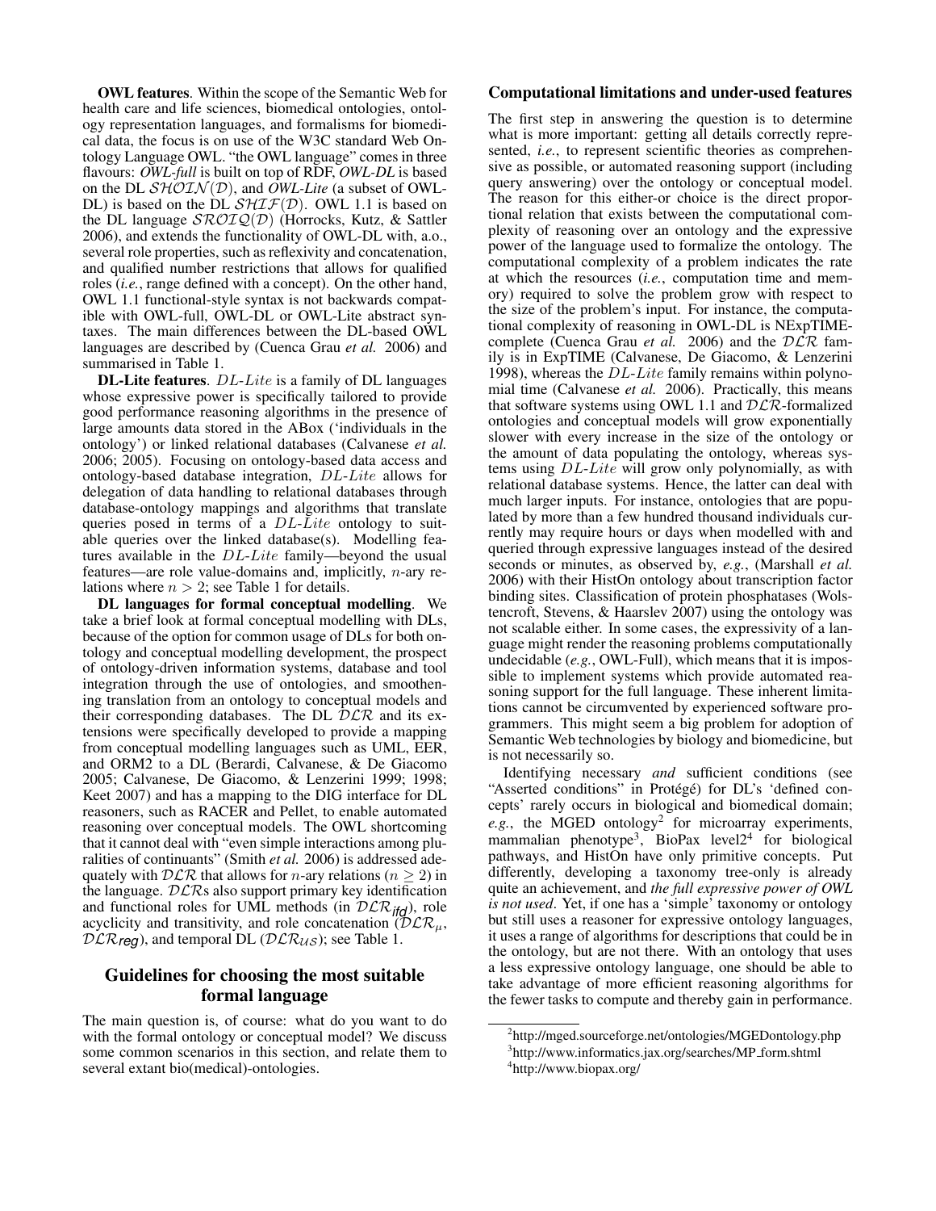**OWL features**. Within the scope of the Semantic Web for health care and life sciences, biomedical ontologies, ontology representation languages, and formalisms for biomedical data, the focus is on use of the W3C standard Web Ontology Language OWL. "the OWL language" comes in three flavours: *OWL-full* is built on top of RDF, *OWL-DL* is based on the DL $\mathcal{SHOIN}(\mathcal{D})$, and *OWL-Lite* (a subset of OWL-DL) is based on the DL $\mathcal{SHIF}(\mathcal{D})$. OWL 1.1 is based on the DL language $\mathcal{SROIQ}(\mathcal{D})$ (Horrocks, Kutz, & Sattler 2006), and extends the functionality of OWL-DL with, a.o., several role properties, such as reflexivity and concatenation, and qualified number restrictions that allows for qualified roles (*i.e.*, range defined with a concept). On the other hand, OWL 1.1 functional-style syntax is not backwards compatible with OWL-full, OWL-DL or OWL-Lite abstract syntaxes. The main differences between the DL-based OWL languages are described by (Cuenca Grau *et al.* 2006) and summarised in Table 1.

**DL-Lite features**. $DL\text{-}Lite$ is a family of DL languages whose expressive power is specifically tailored to provide good performance reasoning algorithms in the presence of large amounts data stored in the ABox ('individuals in the ontology') or linked relational databases (Calvanese *et al.* 2006; 2005). Focusing on ontology-based data access and ontology-based database integration, $DL\text{-}Lite$ allows for delegation of data handling to relational databases through database-ontology mappings and algorithms that translate queries posed in terms of a $DL\text{-}Lite$ ontology to suitable queries over the linked database(s). Modelling features available in the $DL\text{-}Lite$ family—beyond the usual features—are role value-domains and, implicitly, $n$-ary relations where $n > 2$; see Table 1 for details.

**DL languages for formal conceptual modelling**. We take a brief look at formal conceptual modelling with DLs, because of the option for common usage of DLs for both ontology and conceptual modelling development, the prospect of ontology-driven information systems, database and tool integration through the use of ontologies, and smoothening translation from an ontology to conceptual models and their corresponding databases. The DL $\mathcal{DLR}$ and its extensions were specifically developed to provide a mapping from conceptual modelling languages such as UML, EER, and ORM2 to a DL (Berardi, Calvanese, & De Giacomo 2005; Calvanese, De Giacomo, & Lenzerini 1999; 1998; Keet 2007) and has a mapping to the DIG interface for DL reasoners, such as RACER and Pellet, to enable automated reasoning over conceptual models. The OWL shortcoming that it cannot deal with "even simple interactions among pluralities of continuants" (Smith *et al.* 2006) is addressed adequately with $\mathcal{DLR}$ that allows for $n$-ary relations ($n \geq 2$) in the language. $\mathcal{DLR}$s also support primary key identification and functional roles for UML methods (in $\mathcal{DLR}_{ifd}$), role acyclicity and transitivity, and role concatenation ($\mathcal{DLR}_{\mu}$, $\mathcal{DLR}_{reg}$), and temporal DL ($\mathcal{DLR}_{\mathcal{US}}$); see Table 1.

## Guidelines for choosing the most suitable formal language

The main question is, of course: what do you want to do with the formal ontology or conceptual model? We discuss some common scenarios in this section, and relate them to several extant bio(medical)-ontologies.

### Computational limitations and under-used features

The first step in answering the question is to determine what is more important: getting all details correctly represented, *i.e.*, to represent scientific theories as comprehensive as possible, or automated reasoning support (including query answering) over the ontology or conceptual model. The reason for this either-or choice is the direct proportional relation that exists between the computational complexity of reasoning over an ontology and the expressive power of the language used to formalize the ontology. The computational complexity of a problem indicates the rate at which the resources (*i.e.*, computation time and memory) required to solve the problem grow with respect to the size of the problem's input. For instance, the computational complexity of reasoning in OWL-DL is NExpTIME-complete (Cuenca Grau *et al.* 2006) and the $\mathcal{DLR}$ family is in ExpTIME (Calvanese, De Giacomo, & Lenzerini 1998), whereas the $DL\text{-}Lite$ family remains within polynomial time (Calvanese *et al.* 2006). Practically, this means that software systems using OWL 1.1 and $\mathcal{DLR}$-formalized ontologies and conceptual models will grow exponentially slower with every increase in the size of the ontology or the amount of data populating the ontology, whereas systems using $DL\text{-}Lite$ will grow only polynomially, as with relational database systems. Hence, the latter can deal with much larger inputs. For instance, ontologies that are populated by more than a few hundred thousand individuals currently may require hours or days when modelled with and queried through expressive languages instead of the desired seconds or minutes, as observed by, *e.g.*, (Marshall *et al.* 2006) with their HistOn ontology about transcription factor binding sites. Classification of protein phosphatases (Wolstencroft, Stevens, & Haarslev 2007) using the ontology was not scalable either. In some cases, the expressivity of a language might render the reasoning problems computationally undecidable (*e.g.*, OWL-Full), which means that it is impossible to implement systems which provide automated reasoning support for the full language. These inherent limitations cannot be circumvented by experienced software programmers. This might seem a big problem for adoption of Semantic Web technologies by biology and biomedicine, but is not necessarily so.

Identifying necessary *and* sufficient conditions (see "Asserted conditions" in Protégé) for DL's 'defined concepts' rarely occurs in biological and biomedical domain; *e.g.*, the MGED ontology[2] for microarray experiments, mammalian phenotype[3], BioPax level2[4] for biological pathways, and HistOn have only primitive concepts. Put differently, developing a taxonomy tree-only is already quite an achievement, and *the full expressive power of OWL is not used*. Yet, if one has a 'simple' taxonomy or ontology but still uses a reasoner for expressive ontology languages, it uses a range of algorithms for descriptions that could be in the ontology, but are not there. With an ontology that uses a less expressive ontology language, one should be able to take advantage of more efficient reasoning algorithms for the fewer tasks to compute and thereby gain in performance.

[2] http://mged.sourceforge.net/ontologies/MGEDontology.php

[3] http://www.informatics.jax.org/searches/MP_form.shtml

[4] http://www.biopax.org/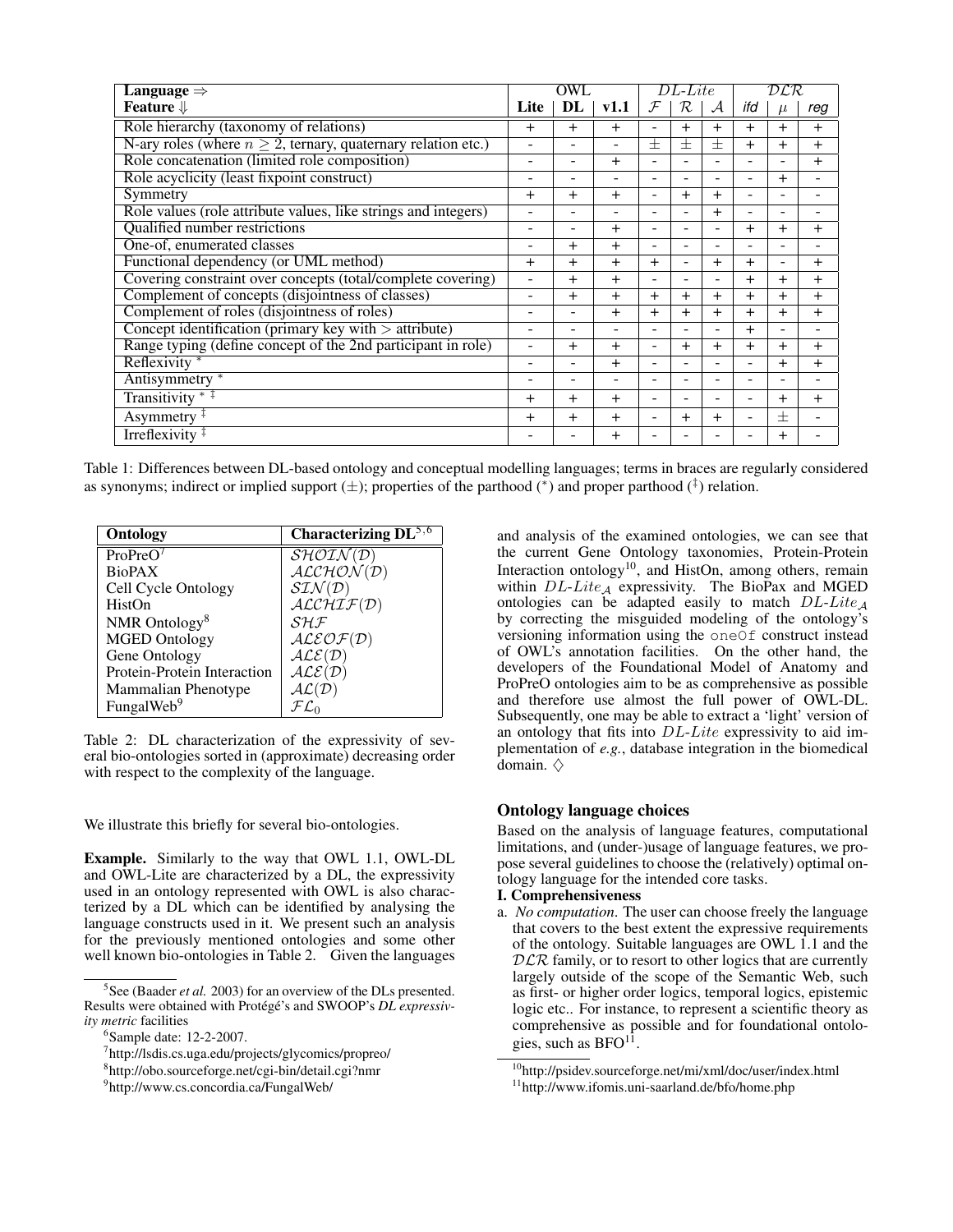| **Language** ⇒ | OWL | | | $DL\text{-}Lite$ | | | $\mathcal{DLR}$ | | |
|---|---|---|---|---|---|---|---|---|---|
| **Feature** ⇓ | **Lite** | **DL** | **v1.1** | $\mathcal{F}$ | $\mathcal{R}$ | $\mathcal{A}$ | *ifd* | $\mu$ | *reg* |
| Role hierarchy (taxonomy of relations) | + | + | + | - | + | + | + | + | + |
| N-ary roles (where $n \geq 2$, ternary, quaternary relation etc.) | - | - | - | ± | ± | ± | + | + | + |
| Role concatenation (limited role composition) | - | - | + | - | - | - | - | - | + |
| Role acyclicity (least fixpoint construct) | - | - | - | - | - | - | - | + | - |
| Symmetry | + | + | + | - | + | + | - | - | - |
| Role values (role attribute values, like strings and integers) | - | - | - | - | - | + | - | - | - |
| Qualified number restrictions | - | - | + | - | - | - | + | + | + |
| One-of, enumerated classes | - | + | + | - | - | - | - | - | - |
| Functional dependency (or UML method) | + | + | + | + | - | + | + | - | + |
| Covering constraint over concepts (total/complete covering) | - | + | + | - | - | - | + | + | + |
| Complement of concepts (disjointness of classes) | - | + | + | + | + | + | + | + | + |
| Complement of roles (disjointness of roles) | - | - | + | + | + | + | + | + | + |
| Concept identification (primary key with > attribute) | - | - | - | - | - | - | + | - | - |
| Range typing (define concept of the 2nd participant in role) | - | + | + | - | + | + | + | + | + |
| Reflexivity * | - | - | + | - | - | - | - | + | + |
| Antisymmetry * | - | - | - | - | - | - | - | - | - |
| Transitivity * ‡ | + | + | + | - | - | - | - | + | + |
| Asymmetry ‡ | + | + | + | - | + | + | - | ± | - |
| Irreflexivity ‡ | - | - | + | - | - | - | - | + | - |

Table 1: Differences between DL-based ontology and conceptual modelling languages; terms in braces are regularly considered as synonyms; indirect or implied support (±); properties of the parthood (*) and proper parthood (‡) relation.

| **Ontology** | **Characterizing DL**[5,6] |
|---|---|
| ProPreO[7] | $\mathcal{SHOIN}(\mathcal{D})$ |
| BioPAX | $\mathcal{ALCHON}(\mathcal{D})$ |
| Cell Cycle Ontology | $\mathcal{SIN}(\mathcal{D})$ |
| HistOn | $\mathcal{ALCHIF}(\mathcal{D})$ |
| NMR Ontology[8] | $\mathcal{SHF}$ |
| MGED Ontology | $\mathcal{ALEOF}(\mathcal{D})$ |
| Gene Ontology | $\mathcal{ALE}(\mathcal{D})$ |
| Protein-Protein Interaction | $\mathcal{ALE}(\mathcal{D})$ |
| Mammalian Phenotype | $\mathcal{AL}(\mathcal{D})$ |
| FungalWeb[9] | $\mathcal{FL}_0$ |

Table 2: DL characterization of the expressivity of several bio-ontologies sorted in (approximate) decreasing order with respect to the complexity of the language.

We illustrate this briefly for several bio-ontologies.

**Example.** Similarly to the way that OWL 1.1, OWL-DL and OWL-Lite are characterized by a DL, the expressivity used in an ontology represented with OWL is also characterized by a DL which can be identified by analysing the language constructs used in it. We present such an analysis for the previously mentioned ontologies and some other well known bio-ontologies in Table 2. Given the languages and analysis of the examined ontologies, we can see that the current Gene Ontology taxonomies, Protein-Protein Interaction ontology[10], and HistOn, among others, remain within $DL\text{-}Lite_{\mathcal{A}}$ expressivity. The BioPax and MGED ontologies can be adapted easily to match $DL\text{-}Lite_{\mathcal{A}}$ by correcting the misguided modeling of the ontology's versioning information using the `oneOf` construct instead of OWL's annotation facilities. On the other hand, the developers of the Foundational Model of Anatomy and ProPreO ontologies aim to be as comprehensive as possible and therefore use almost the full power of OWL-DL. Subsequently, one may be able to extract a 'light' version of an ontology that fits into $DL\text{-}Lite$ expressivity to aid implementation of *e.g.*, database integration in the biomedical domain. ♢

## Ontology language choices

Based on the analysis of language features, computational limitations, and (under-)usage of language features, we propose several guidelines to choose the (relatively) optimal ontology language for the intended core tasks.

**I. Comprehensiveness**

a. *No computation*. The user can choose freely the language that covers to the best extent the expressive requirements of the ontology. Suitable languages are OWL 1.1 and the $\mathcal{DLR}$ family, or to resort to other logics that are currently largely outside of the scope of the Semantic Web, such as first- or higher order logics, temporal logics, epistemic logic etc.. For instance, to represent a scientific theory as comprehensive as possible and for foundational ontologies, such as BFO[11].

[5]See (Baader *et al.* 2003) for an overview of the DLs presented. Results were obtained with Protégé's and SWOOP's *DL expressivity metric* facilities

[6]Sample date: 12-2-2007.

[7]http://lsdis.cs.uga.edu/projects/glycomics/propreo/

[8]http://obo.sourceforge.net/cgi-bin/detail.cgi?nmr

[9]http://www.cs.concordia.ca/FungalWeb/

[10]http://psidev.sourceforge.net/mi/xml/doc/user/index.html

[11]http://www.ifomis.uni-saarland.de/bfo/home.php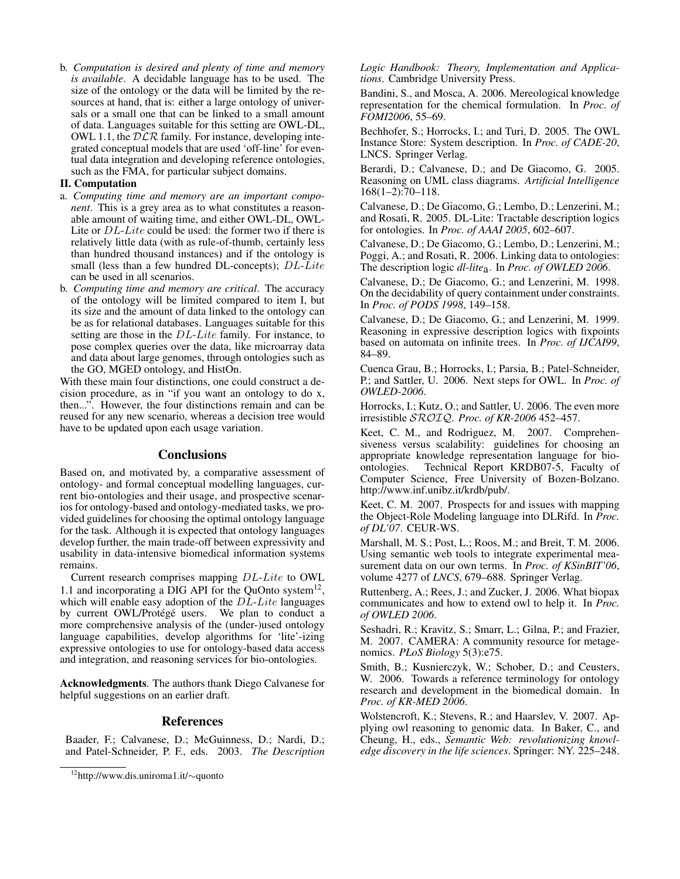b. *Computation is desired and plenty of time and memory is available*. A decidable language has to be used. The size of the ontology or the data will be limited by the resources at hand, that is: either a large ontology of universals or a small one that can be linked to a small amount of data. Languages suitable for this setting are OWL-DL, OWL 1.1, the $\mathcal{DLR}$ family. For instance, developing integrated conceptual models that are used 'off-line' for eventual data integration and developing reference ontologies, such as the FMA, for particular subject domains.

**II. Computation**

a. *Computing time and memory are an important component*. This is a grey area as to what constitutes a reasonable amount of waiting time, and either OWL-DL, OWL-Lite or $DL\text{-}Lite$ could be used: the former two if there is relatively little data (with as rule-of-thumb, certainly less than hundred thousand instances) and if the ontology is small (less than a few hundred DL-concepts); $DL\text{-}Lite$ can be used in all scenarios.

b. *Computing time and memory are critical*. The accuracy of the ontology will be limited compared to item I, but its size and the amount of data linked to the ontology can be as for relational databases. Languages suitable for this setting are those in the $DL\text{-}Lite$ family. For instance, to pose complex queries over the data, like microarray data and data about large genomes, through ontologies such as the GO, MGED ontology, and HistOn.

With these main four distinctions, one could construct a decision procedure, as in "if you want an ontology to do x, then...". However, the four distinctions remain and can be reused for any new scenario, whereas a decision tree would have to be updated upon each usage variation.

## Conclusions

Based on, and motivated by, a comparative assessment of ontology- and formal conceptual modelling languages, current bio-ontologies and their usage, and prospective scenarios for ontology-based and ontology-mediated tasks, we provided guidelines for choosing the optimal ontology language for the task. Although it is expected that ontology languages develop further, the main trade-off between expressivity and usability in data-intensive biomedical information systems remains.

Current research comprises mapping $DL\text{-}Lite$ to OWL 1.1 and incorporating a DIG API for the QuOnto system[12], which will enable easy adoption of the $DL\text{-}Lite$ languages by current OWL/Protégé users. We plan to conduct a more comprehensive analysis of the (under-)used ontology language capabilities, develop algorithms for 'lite'-izing expressive ontologies to use for ontology-based data access and integration, and reasoning services for bio-ontologies.

**Acknowledgments**. The authors thank Diego Calvanese for helpful suggestions on an earlier draft.

## References

Baader, F.; Calvanese, D.; McGuinness, D.; Nardi, D.; and Patel-Schneider, P. F., eds. 2003. *The Description Logic Handbook: Theory, Implementation and Applications*. Cambridge University Press.

Bandini, S., and Mosca, A. 2006. Mereological knowledge representation for the chemical formulation. In *Proc. of FOMI2006*, 55–69.

Bechhofer, S.; Horrocks, I.; and Turi, D. 2005. The OWL Instance Store: System description. In *Proc. of CADE-20*, LNCS. Springer Verlag.

Berardi, D.; Calvanese, D.; and De Giacomo, G. 2005. Reasoning on UML class diagrams. *Artificial Intelligence* 168(1–2):70–118.

Calvanese, D.; De Giacomo, G.; Lembo, D.; Lenzerini, M.; and Rosati, R. 2005. DL-Lite: Tractable description logics for ontologies. In *Proc. of AAAI 2005*, 602–607.

Calvanese, D.; De Giacomo, G.; Lembo, D.; Lenzerini, M.; Poggi, A.; and Rosati, R. 2006. Linking data to ontologies: The description logic *dl-lite*$_{\mathrm{A}}$. In *Proc. of OWLED 2006*.

Calvanese, D.; De Giacomo, G.; and Lenzerini, M. 1998. On the decidability of query containment under constraints. In *Proc. of PODS 1998*, 149–158.

Calvanese, D.; De Giacomo, G.; and Lenzerini, M. 1999. Reasoning in expressive description logics with fixpoints based on automata on infinite trees. In *Proc. of IJCAI99*, 84–89.

Cuenca Grau, B.; Horrocks, I.; Parsia, B.; Patel-Schneider, P.; and Sattler, U. 2006. Next steps for OWL. In *Proc. of OWLED-2006*.

Horrocks, I.; Kutz, O.; and Sattler, U. 2006. The even more irresistible $\mathcal{SROIQ}$. *Proc. of KR-2006* 452–457.

Keet, C. M., and Rodriguez, M. 2007. Comprehensiveness versus scalability: guidelines for choosing an appropriate knowledge representation language for bio-ontologies. Technical Report KRDB07-5, Faculty of Computer Science, Free University of Bozen-Bolzano. http://www.inf.unibz.it/krdb/pub/.

Keet, C. M. 2007. Prospects for and issues with mapping the Object-Role Modeling language into DLRifd. In *Proc. of DL'07*. CEUR-WS.

Marshall, M. S.; Post, L.; Roos, M.; and Breit, T. M. 2006. Using semantic web tools to integrate experimental measurement data on our own terms. In *Proc. of KSinBIT'06*, volume 4277 of *LNCS*, 679–688. Springer Verlag.

Ruttenberg, A.; Rees, J.; and Zucker, J. 2006. What biopax communicates and how to extend owl to help it. In *Proc. of OWLED 2006*.

Seshadri, R.; Kravitz, S.; Smarr, L.; Gilna, P.; and Frazier, M. 2007. CAMERA: A community resource for metagenomics. *PLoS Biology* 5(3):e75.

Smith, B.; Kusnierczyk, W.; Schober, D.; and Ceusters, W. 2006. Towards a reference terminology for ontology research and development in the biomedical domain. In *Proc. of KR-MED 2006*.

Wolstencroft, K.; Stevens, R.; and Haarslev, V. 2007. Applying owl reasoning to genomic data. In Baker, C., and Cheung, H., eds., *Semantic Web: revolutionizing knowledge discovery in the life sciences*. Springer: NY. 225–248.

[12] http://www.dis.uniroma1.it/∼quonto